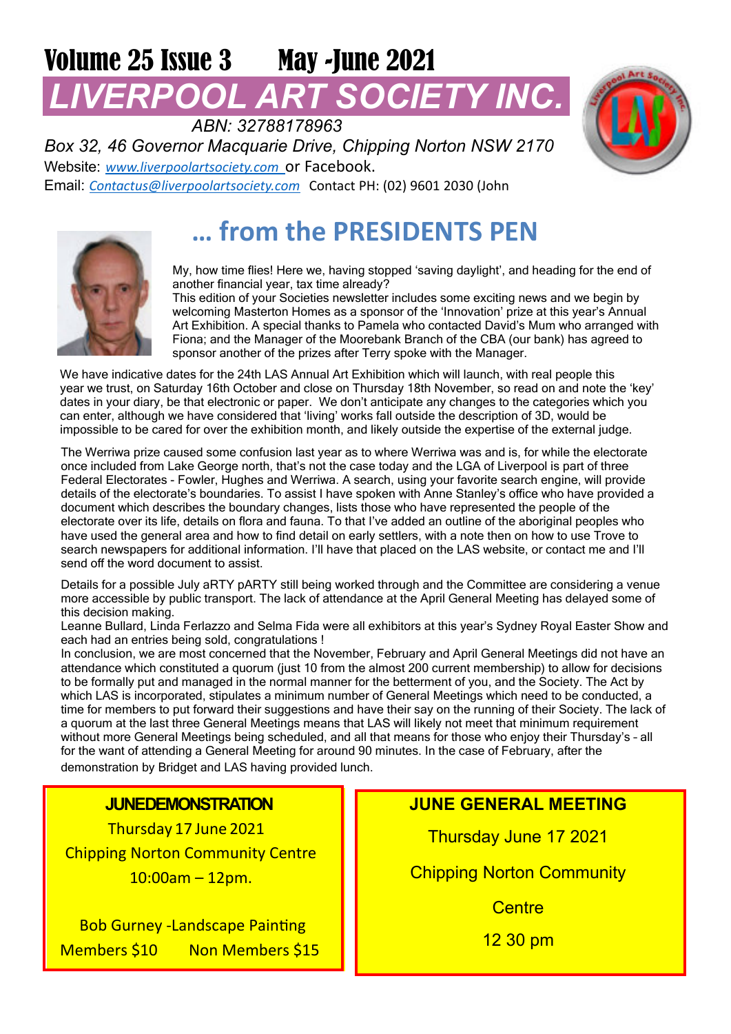# Volume 25 Issue 3 May -June 2021

# LIVERPOOL ART SOCIETY INC.

*ABN: 32788178963*

*Box 32, 46 Governor Macquarie Drive, Chipping Norton NSW 2170*

Website: *www.liverpoolartsociety.com* or Facebook.

Email: *Contactus@liverpoolartsociety.com* Contact PH: (02) 9601 2030 (John

## … from the PRESIDENTS PEN

My, how time flies! Here we, having stopped 'saving daylight', and heading for the end of another financial year, tax time already?

This edition of your Societies newsletter includes some exciting news and we begin by welcoming Masterton Homes as a sponsor of the 'Innovation' prize at this year's Annual Art Exhibition. A special thanks to Pamela who contacted David's Mum who arranged with Fiona; and the Manager of the Moorebank Branch of the CBA (our bank) has agreed to sponsor another of the prizes after Terry spoke with the Manager.

We have indicative dates for the 24th LAS Annual Art Exhibition which will launch, with real people this year we trust, on Saturday 16th October and close on Thursday 18th November, so read on and note the 'key' dates in your diary, be that electronic or paper. We don't anticipate any changes to the categories which you can enter, although we have considered that 'living' works fall outside the description of 3D, would be impossible to be cared for over the exhibition month, and likely outside the expertise of the external judge.

The Werriwa prize caused some confusion last year as to where Werriwa was and is, for while the electorate once included from Lake George north, that's not the case today and the LGA of Liverpool is part of three Federal Electorates - Fowler, Hughes and Werriwa. A search, using your favorite search engine, will provide details of the electorate's boundaries. To assist I have spoken with Anne Stanley's office who have provided a document which describes the boundary changes, lists those who have represented the people of the electorate over its life, details on flora and fauna. To that I've added an outline of the aboriginal peoples who have used the general area and how to find detail on early settlers, with a note then on how to use Trove to search newspapers for additional information. I'll have that placed on the LAS website, or contact me and I'll send off the word document to assist.

Details for a possible July aRTY pARTY still being worked through and the Committee are considering a venue more accessible by public transport. The lack of attendance at the April General Meeting has delayed some of this decision making.

Leanne Bullard, Linda Ferlazzo and Selma Fida were all exhibitors at this year's Sydney Royal Easter Show and each had an entries being sold, congratulations !

In conclusion, we are most concerned that the November, February and April General Meetings did not have an attendance which constituted a quorum (just 10 from the almost 200 current membership) to allow for decisions to be formally put and managed in the normal manner for the betterment of you, and the Society. The Act by which LAS is incorporated, stipulates a minimum number of General Meetings which need to be conducted, a time for members to put forward their suggestions and have their say on the running of their Society. The lack of a quorum at the last three General Meetings means that LAS will likely not meet that minimum requirement without more General Meetings being scheduled, and all that means for those who enjoy their Thursday's – all for the want of attending a General Meeting for around 90 minutes. In the case of February, after the demonstration by Bridget and LAS having provided lunch.

### JUNEDEMONSTRATION

Thursday 17 June 2021

Chipping Norton Community Centre

10:00am – 12pm.

Bob Gurney -Landscape Painting

Members $10 Non Members $15

### JUNE GENERAL MEETING

Thursday June 17 2021

Chipping Norton Community Centre

12 30 pm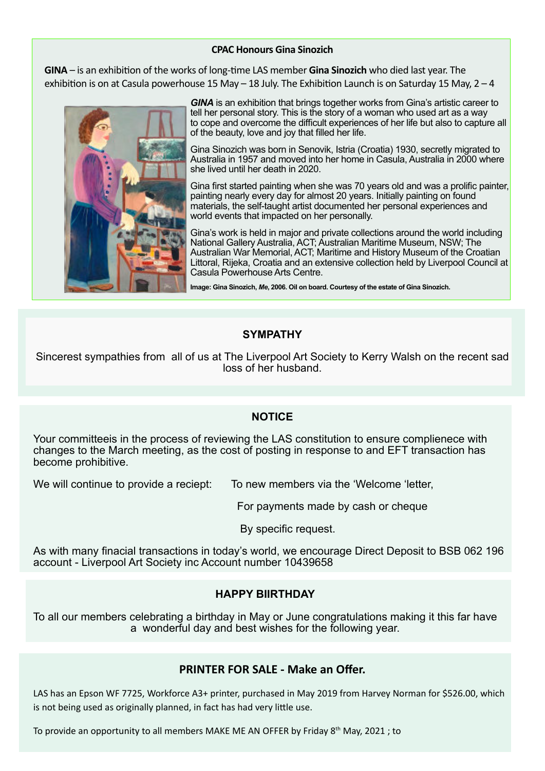### CPAC Honours Gina Sinozich

**GINA** – is an exhibition of the works of long-time LAS member **Gina Sinozich** who died last year. The exhibition is on at Casula powerhouse 15 May – 18 July. The Exhibition Launch is on Saturday 15 May, 2 – 4

***GINA*** is an exhibition that brings together works from Gina's artistic career to tell her personal story. This is the story of a woman who used art as a way to cope and overcome the difficult experiences of her life but also to capture all of the beauty, love and joy that filled her life.

Gina Sinozich was born in Senovik, Istria (Croatia) 1930, secretly migrated to Australia in 1957 and moved into her home in Casula, Australia in 2000 where she lived until her death in 2020.

Gina first started painting when she was 70 years old and was a prolific painter, painting nearly every day for almost 20 years. Initially painting on found materials, the self-taught artist documented her personal experiences and world events that impacted on her personally.

Gina's work is held in major and private collections around the world including National Gallery Australia, ACT; Australian Maritime Museum, NSW; The Australian War Memorial, ACT; Maritime and History Museum of the Croatian Littoral, Rijeka, Croatia and an extensive collection held by Liverpool Council at Casula Powerhouse Arts Centre.

**Image: Gina Sinozich, *Me*, 2006. Oil on board. Courtesy of the estate of Gina Sinozich.**

### SYMPATHY

Sincerest sympathies from all of us at The Liverpool Art Society to Kerry Walsh on the recent sad loss of her husband.

### NOTICE

Your committeeis in the process of reviewing the LAS constitution to ensure complienece with changes to the March meeting, as the cost of posting in response to and EFT transaction has become prohibitive.

We will continue to provide a reciept: To new members via the 'Welcome 'letter,

For payments made by cash or cheque

By specific request.

As with many finacial transactions in today's world, we encourage Direct Deposit to BSB 062 196 account - Liverpool Art Society inc Account number 10439658

### HAPPY BIIRTHDAY

To all our members celebrating a birthday in May or June congratulations making it this far have a wonderful day and best wishes for the following year.

### PRINTER FOR SALE - Make an Offer.

LAS has an Epson WF 7725, Workforce A3+ printer, purchased in May 2019 from Harvey Norman for $526.00, which is not being used as originally planned, in fact has had very little use.

To provide an opportunity to all members MAKE ME AN OFFER by Friday 8th May, 2021 ; to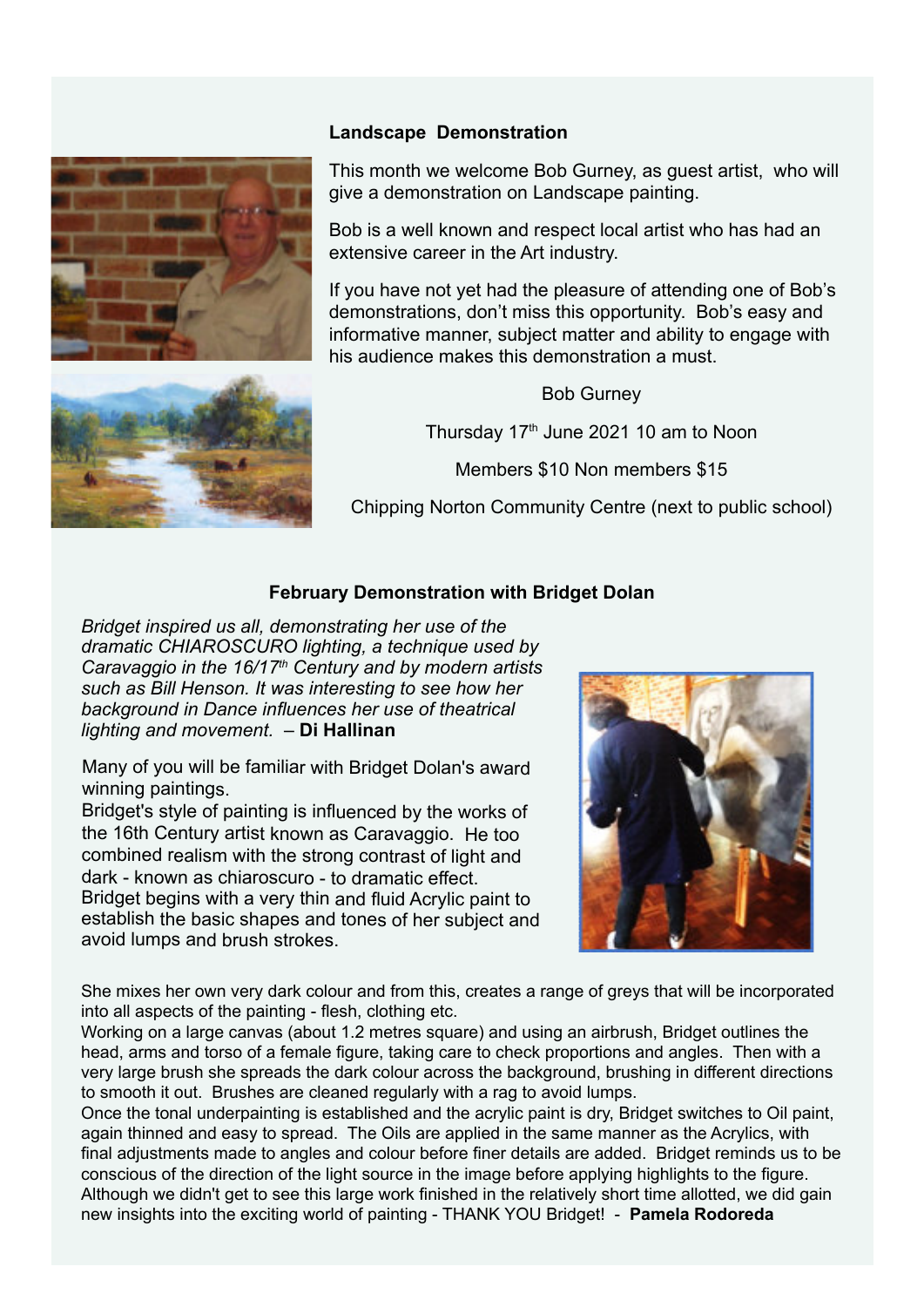### Landscape Demonstration

This month we welcome Bob Gurney, as guest artist, who will give a demonstration on Landscape painting.

Bob is a well known and respect local artist who has had an extensive career in the Art industry.

If you have not yet had the pleasure of attending one of Bob's demonstrations, don't miss this opportunity. Bob's easy and informative manner, subject matter and ability to engage with his audience makes this demonstration a must.

Bob Gurney

Thursday 17th June 2021 10 am to Noon

Members $10 Non members $15

Chipping Norton Community Centre (next to public school)

### February Demonstration with Bridget Dolan

*Bridget inspired us all, demonstrating her use of the dramatic CHIAROSCURO lighting, a technique used by Caravaggio in the 16/17th Century and by modern artists such as Bill Henson. It was interesting to see how her background in Dance influences her use of theatrical lighting and movement.* – **Di Hallinan**

Many of you will be familiar with Bridget Dolan's award winning paintings.
Bridget's style of painting is influenced by the works of the 16th Century artist known as Caravaggio. He too combined realism with the strong contrast of light and dark - known as chiaroscuro - to dramatic effect.
Bridget begins with a very thin and fluid Acrylic paint to establish the basic shapes and tones of her subject and avoid lumps and brush strokes.

She mixes her own very dark colour and from this, creates a range of greys that will be incorporated into all aspects of the painting - flesh, clothing etc.
Working on a large canvas (about 1.2 metres square) and using an airbrush, Bridget outlines the head, arms and torso of a female figure, taking care to check proportions and angles. Then with a very large brush she spreads the dark colour across the background, brushing in different directions to smooth it out. Brushes are cleaned regularly with a rag to avoid lumps.
Once the tonal underpainting is established and the acrylic paint is dry, Bridget switches to Oil paint, again thinned and easy to spread. The Oils are applied in the same manner as the Acrylics, with final adjustments made to angles and colour before finer details are added. Bridget reminds us to be conscious of the direction of the light source in the image before applying highlights to the figure. Although we didn't get to see this large work finished in the relatively short time allotted, we did gain new insights into the exciting world of painting - THANK YOU Bridget! - **Pamela Rodoreda**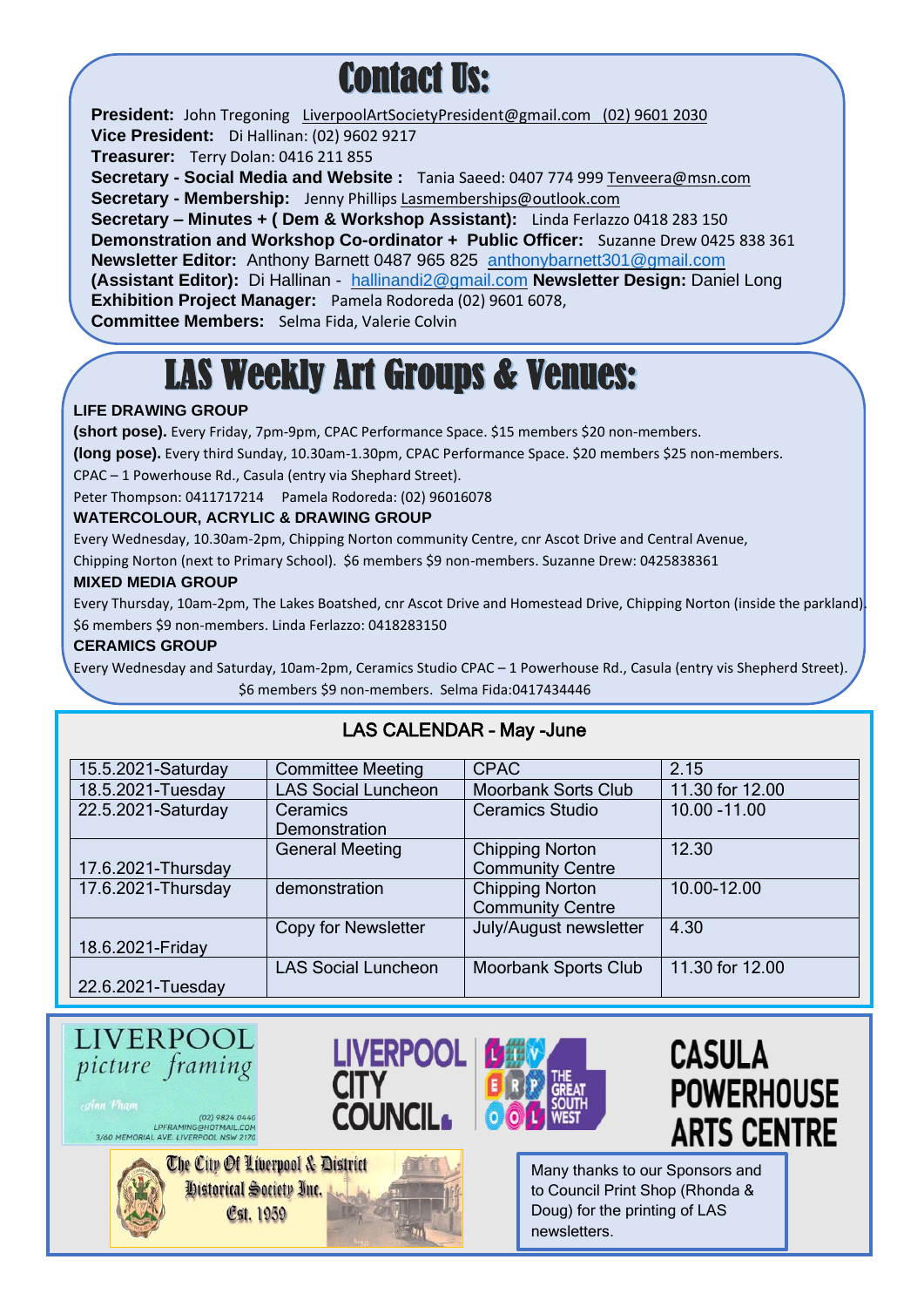# Contact Us:

**President:** John Tregoning LiverpoolArtSocietyPresident@gmail.com (02) 9601 2030
**Vice President:** Di Hallinan: (02) 9602 9217
**Treasurer:** Terry Dolan: 0416 211 855
**Secretary - Social Media and Website :** Tania Saeed: 0407 774 999 Tenveera@msn.com
**Secretary - Membership:** Jenny Phillips Lasmemberships@outlook.com
**Secretary – Minutes + ( Dem & Workshop Assistant):** Linda Ferlazzo 0418 283 150
**Demonstration and Workshop Co-ordinator + Public Officer:** Suzanne Drew 0425 838 361
**Newsletter Editor:** Anthony Barnett 0487 965 825 anthonybarnett301@gmail.com
**(Assistant Editor):** Di Hallinan - hallinandi2@gmail.com **Newsletter Design:** Daniel Long
**Exhibition Project Manager:** Pamela Rodoreda (02) 9601 6078,
**Committee Members:** Selma Fida, Valerie Colvin

# LAS Weekly Art Groups & Venues:

**LIFE DRAWING GROUP**

**(short pose).** Every Friday, 7pm-9pm, CPAC Performance Space. $15 members $20 non-members.

**(long pose).** Every third Sunday, 10.30am-1.30pm, CPAC Performance Space. $20 members $25 non-members.

CPAC – 1 Powerhouse Rd., Casula (entry via Shephard Street).

Peter Thompson: 0411717214 Pamela Rodoreda: (02) 96016078

**WATERCOLOUR, ACRYLIC & DRAWING GROUP**

Every Wednesday, 10.30am-2pm, Chipping Norton community Centre, cnr Ascot Drive and Central Avenue, Chipping Norton (next to Primary School). $6 members $9 non-members. Suzanne Drew: 0425838361

**MIXED MEDIA GROUP**

Every Thursday, 10am-2pm, The Lakes Boatshed, cnr Ascot Drive and Homestead Drive, Chipping Norton (inside the parkland). $6 members $9 non-members. Linda Ferlazzo: 0418283150

**CERAMICS GROUP**

Every Wednesday and Saturday, 10am-2pm, Ceramics Studio CPAC – 1 Powerhouse Rd., Casula (entry vis Shepherd Street). $6 members $9 non-members. Selma Fida:0417434446

## LAS CALENDAR - May -June

| | | | |
|---|---|---|---|
| 15.5.2021-Saturday | Committee Meeting | CPAC | 2.15 |
| 18.5.2021-Tuesday | LAS Social Luncheon | Moorbank Sorts Club | 11.30 for 12.00 |
| 22.5.2021-Saturday | Ceramics Demonstration | Ceramics Studio | 10.00 -11.00 |
| 17.6.2021-Thursday | General Meeting | Chipping Norton Community Centre | 12.30 |
| 17.6.2021-Thursday | demonstration | Chipping Norton Community Centre | 10.00-12.00 |
| 18.6.2021-Friday | Copy for Newsletter | July/August newsletter | 4.30 |
| 22.6.2021-Tuesday | LAS Social Luncheon | Moorbank Sports Club | 11.30 for 12.00 |

LIVERPOOL picture framing
Ann Pham
(02) 9824 0440
LPFRAMING@HOTMAIL.COM
3/60 MEMORIAL AVE. LIVERPOOL NSW 2170

LIVERPOOL CITY COUNCIL

LIVERPOOL THE GREAT SOUTH WEST

CASULA POWERHOUSE ARTS CENTRE

The City Of Liverpool & District Historical Society Inc. Est. 1959

Many thanks to our Sponsors and to Council Print Shop (Rhonda & Doug) for the printing of LAS newsletters.